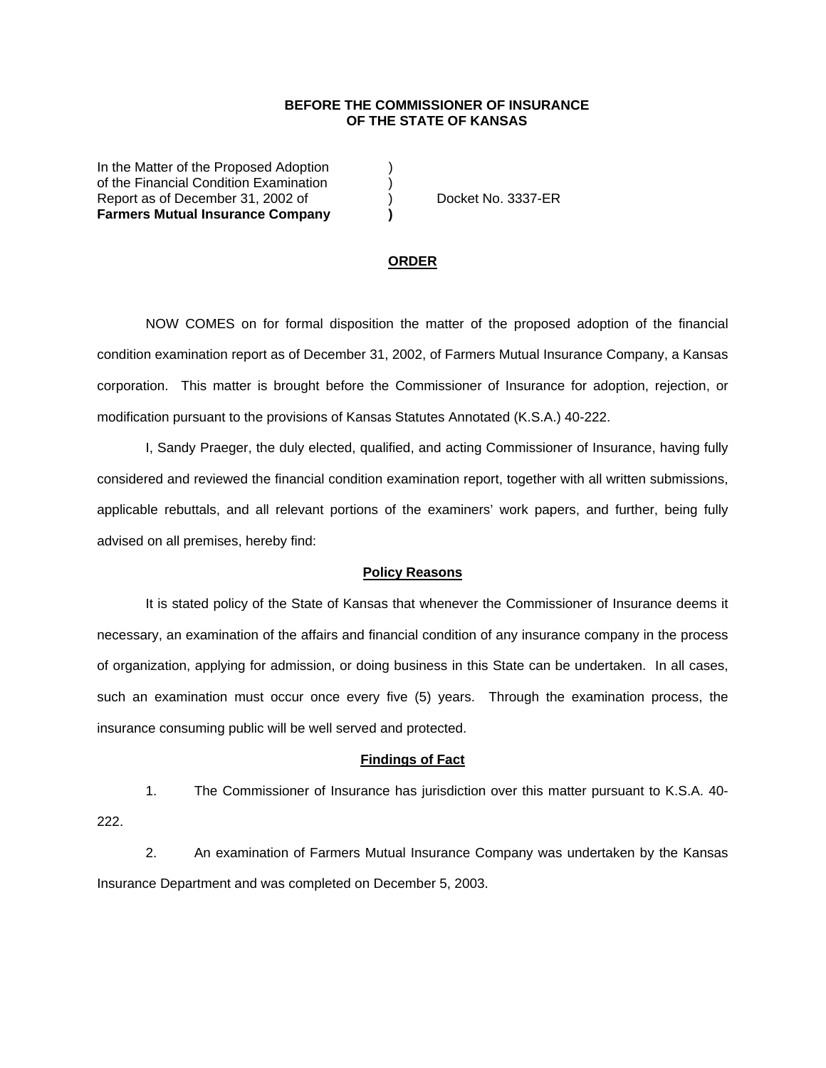**BEFORE THE COMMISSIONER OF INSURANCE**
**OF THE STATE OF KANSAS**

In the Matter of the Proposed Adoption )
of the Financial Condition Examination )
Report as of December 31, 2002 of ) Docket No. 3337-ER
**Farmers Mutual Insurance Company )**

## ORDER

NOW COMES on for formal disposition the matter of the proposed adoption of the financial condition examination report as of December 31, 2002, of Farmers Mutual Insurance Company, a Kansas corporation. This matter is brought before the Commissioner of Insurance for adoption, rejection, or modification pursuant to the provisions of Kansas Statutes Annotated (K.S.A.) 40-222.

I, Sandy Praeger, the duly elected, qualified, and acting Commissioner of Insurance, having fully considered and reviewed the financial condition examination report, together with all written submissions, applicable rebuttals, and all relevant portions of the examiners' work papers, and further, being fully advised on all premises, hereby find:

### Policy Reasons

It is stated policy of the State of Kansas that whenever the Commissioner of Insurance deems it necessary, an examination of the affairs and financial condition of any insurance company in the process of organization, applying for admission, or doing business in this State can be undertaken. In all cases, such an examination must occur once every five (5) years. Through the examination process, the insurance consuming public will be well served and protected.

### Findings of Fact

1. The Commissioner of Insurance has jurisdiction over this matter pursuant to K.S.A. 40-222.

2. An examination of Farmers Mutual Insurance Company was undertaken by the Kansas Insurance Department and was completed on December 5, 2003.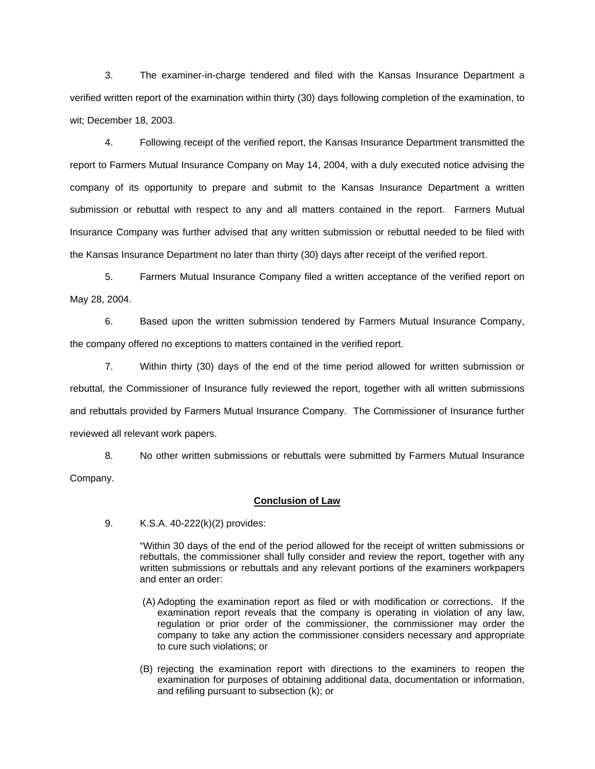3. The examiner-in-charge tendered and filed with the Kansas Insurance Department a verified written report of the examination within thirty (30) days following completion of the examination, to wit; December 18, 2003.

4. Following receipt of the verified report, the Kansas Insurance Department transmitted the report to Farmers Mutual Insurance Company on May 14, 2004, with a duly executed notice advising the company of its opportunity to prepare and submit to the Kansas Insurance Department a written submission or rebuttal with respect to any and all matters contained in the report. Farmers Mutual Insurance Company was further advised that any written submission or rebuttal needed to be filed with the Kansas Insurance Department no later than thirty (30) days after receipt of the verified report.

5. Farmers Mutual Insurance Company filed a written acceptance of the verified report on May 28, 2004.

6. Based upon the written submission tendered by Farmers Mutual Insurance Company, the company offered no exceptions to matters contained in the verified report.

7. Within thirty (30) days of the end of the time period allowed for written submission or rebuttal, the Commissioner of Insurance fully reviewed the report, together with all written submissions and rebuttals provided by Farmers Mutual Insurance Company. The Commissioner of Insurance further reviewed all relevant work papers.

8. No other written submissions or rebuttals were submitted by Farmers Mutual Insurance Company.

## Conclusion of Law

9. K.S.A. 40-222(k)(2) provides:

> "Within 30 days of the end of the period allowed for the receipt of written submissions or rebuttals, the commissioner shall fully consider and review the report, together with any written submissions or rebuttals and any relevant portions of the examiners workpapers and enter an order:
>
> (A) Adopting the examination report as filed or with modification or corrections. If the examination report reveals that the company is operating in violation of any law, regulation or prior order of the commissioner, the commissioner may order the company to take any action the commissioner considers necessary and appropriate to cure such violations; or
>
> (B) rejecting the examination report with directions to the examiners to reopen the examination for purposes of obtaining additional data, documentation or information, and refiling pursuant to subsection (k); or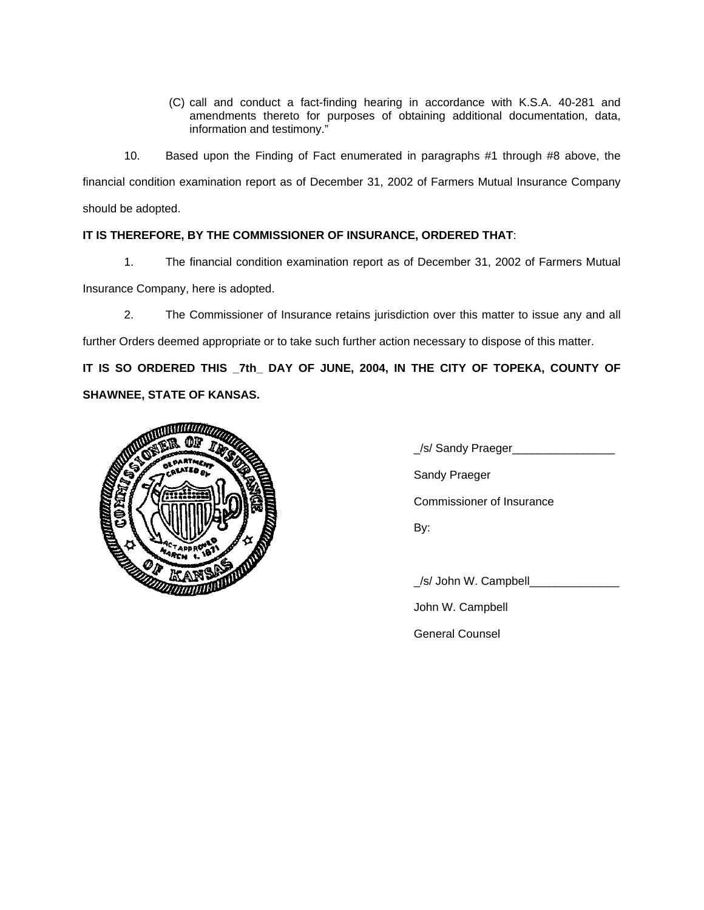(C) call and conduct a fact-finding hearing in accordance with K.S.A. 40-281 and amendments thereto for purposes of obtaining additional documentation, data, information and testimony."

10. Based upon the Finding of Fact enumerated in paragraphs #1 through #8 above, the financial condition examination report as of December 31, 2002 of Farmers Mutual Insurance Company should be adopted.

**IT IS THEREFORE, BY THE COMMISSIONER OF INSURANCE, ORDERED THAT**:

1. The financial condition examination report as of December 31, 2002 of Farmers Mutual Insurance Company, here is adopted.

2. The Commissioner of Insurance retains jurisdiction over this matter to issue any and all further Orders deemed appropriate or to take such further action necessary to dispose of this matter.

**IT IS SO ORDERED THIS _7th_ DAY OF JUNE, 2004, IN THE CITY OF TOPEKA, COUNTY OF SHAWNEE, STATE OF KANSAS.**

_/s/ Sandy Praeger________________

Sandy Praeger

Commissioner of Insurance

By:

_/s/ John W. Campbell______________

John W. Campbell

General Counsel